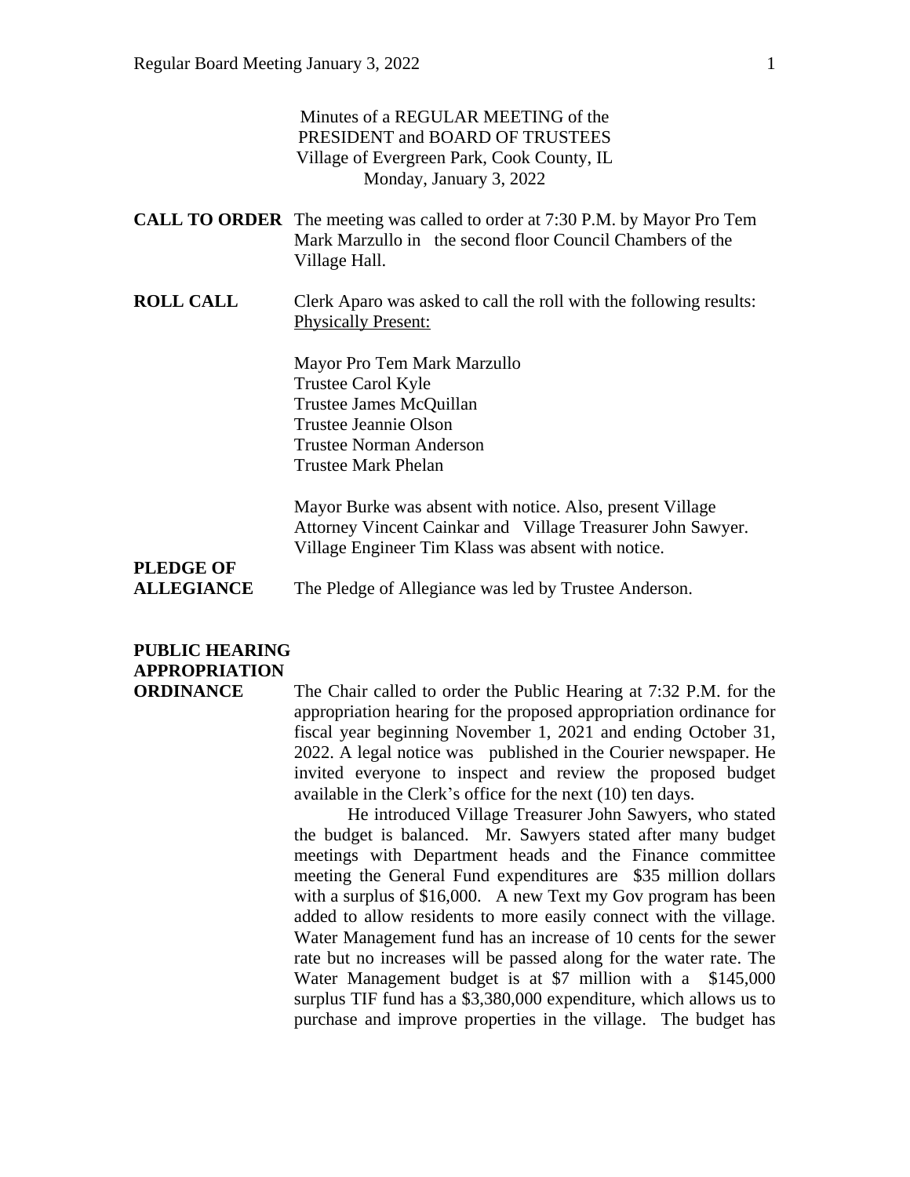Minutes of a REGULAR MEETING of the
PRESIDENT and BOARD OF TRUSTEES
Village of Evergreen Park, Cook County, IL
Monday, January 3, 2022

**CALL TO ORDER** The meeting was called to order at 7:30 P.M. by Mayor Pro Tem Mark Marzullo in the second floor Council Chambers of the Village Hall.

**ROLL CALL** Clerk Aparo was asked to call the roll with the following results:
Physically Present:

Mayor Pro Tem Mark Marzullo
Trustee Carol Kyle
Trustee James McQuillan
Trustee Jeannie Olson
Trustee Norman Anderson
Trustee Mark Phelan

Mayor Burke was absent with notice. Also, present Village Attorney Vincent Cainkar and Village Treasurer John Sawyer. Village Engineer Tim Klass was absent with notice.

**PLEDGE OF ALLEGIANCE** The Pledge of Allegiance was led by Trustee Anderson.

**PUBLIC HEARING APPROPRIATION ORDINANCE** The Chair called to order the Public Hearing at 7:32 P.M. for the appropriation hearing for the proposed appropriation ordinance for fiscal year beginning November 1, 2021 and ending October 31, 2022. A legal notice was published in the Courier newspaper. He invited everyone to inspect and review the proposed budget available in the Clerk's office for the next (10) ten days.

He introduced Village Treasurer John Sawyers, who stated the budget is balanced. Mr. Sawyers stated after many budget meetings with Department heads and the Finance committee meeting the General Fund expenditures are $35 million dollars with a surplus of $16,000. A new Text my Gov program has been added to allow residents to more easily connect with the village. Water Management fund has an increase of 10 cents for the sewer rate but no increases will be passed along for the water rate. The Water Management budget is at $7 million with a $145,000 surplus TIF fund has a $3,380,000 expenditure, which allows us to purchase and improve properties in the village. The budget has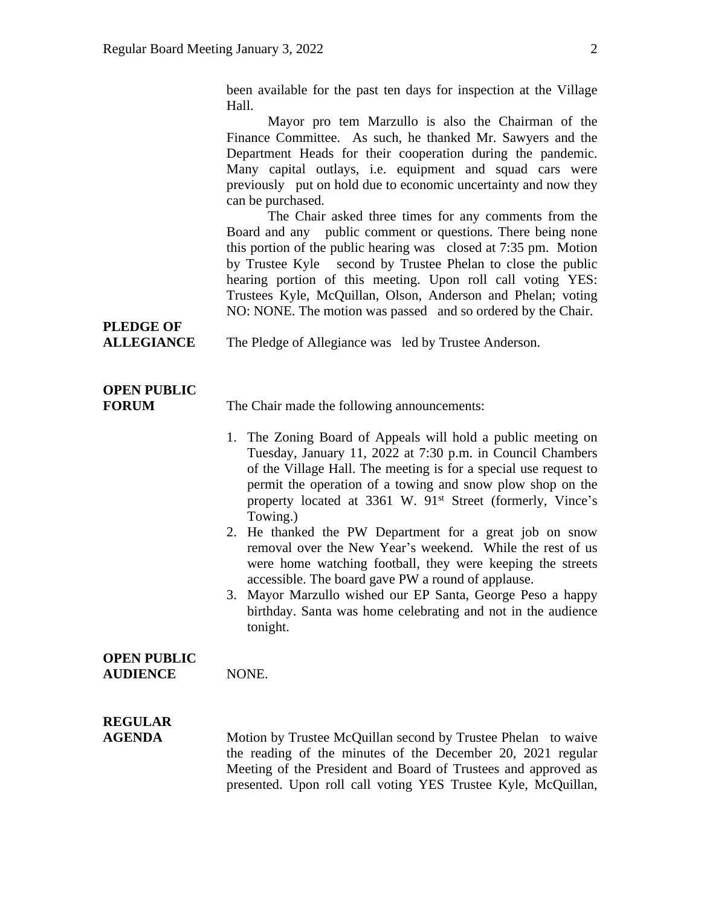been available for the past ten days for inspection at the Village Hall.

Mayor pro tem Marzullo is also the Chairman of the Finance Committee. As such, he thanked Mr. Sawyers and the Department Heads for their cooperation during the pandemic. Many capital outlays, i.e. equipment and squad cars were previously put on hold due to economic uncertainty and now they can be purchased.

The Chair asked three times for any comments from the Board and any public comment or questions. There being none this portion of the public hearing was closed at 7:35 pm. Motion by Trustee Kyle second by Trustee Phelan to close the public hearing portion of this meeting. Upon roll call voting YES: Trustees Kyle, McQuillan, Olson, Anderson and Phelan; voting NO: NONE. The motion was passed and so ordered by the Chair.

**PLEDGE OF ALLEGIANCE**

The Pledge of Allegiance was led by Trustee Anderson.

**OPEN PUBLIC FORUM**

The Chair made the following announcements:

1. The Zoning Board of Appeals will hold a public meeting on Tuesday, January 11, 2022 at 7:30 p.m. in Council Chambers of the Village Hall. The meeting is for a special use request to permit the operation of a towing and snow plow shop on the property located at 3361 W. 91st Street (formerly, Vince's Towing.)
2. He thanked the PW Department for a great job on snow removal over the New Year's weekend. While the rest of us were home watching football, they were keeping the streets accessible. The board gave PW a round of applause.
3. Mayor Marzullo wished our EP Santa, George Peso a happy birthday. Santa was home celebrating and not in the audience tonight.

**OPEN PUBLIC AUDIENCE**

NONE.

**REGULAR AGENDA**

Motion by Trustee McQuillan second by Trustee Phelan to waive the reading of the minutes of the December 20, 2021 regular Meeting of the President and Board of Trustees and approved as presented. Upon roll call voting YES Trustee Kyle, McQuillan,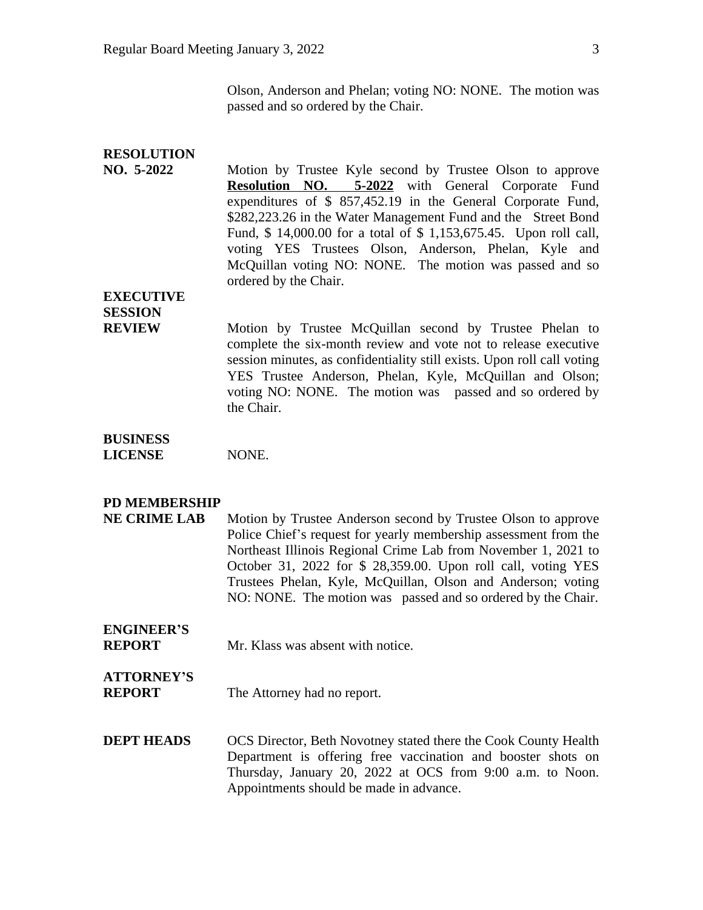Olson, Anderson and Phelan; voting NO: NONE. The motion was passed and so ordered by the Chair.

**RESOLUTION NO. 5-2022**

Motion by Trustee Kyle second by Trustee Olson to approve **Resolution NO. 5-2022** with General Corporate Fund expenditures of $ 857,452.19 in the General Corporate Fund, $282,223.26 in the Water Management Fund and the Street Bond Fund, $ 14,000.00 for a total of $ 1,153,675.45. Upon roll call, voting YES Trustees Olson, Anderson, Phelan, Kyle and McQuillan voting NO: NONE. The motion was passed and so ordered by the Chair.

**EXECUTIVE SESSION REVIEW**

Motion by Trustee McQuillan second by Trustee Phelan to complete the six-month review and vote not to release executive session minutes, as confidentiality still exists. Upon roll call voting YES Trustee Anderson, Phelan, Kyle, McQuillan and Olson; voting NO: NONE. The motion was passed and so ordered by the Chair.

**BUSINESS LICENSE**

NONE.

**PD MEMBERSHIP NE CRIME LAB**

Motion by Trustee Anderson second by Trustee Olson to approve Police Chief's request for yearly membership assessment from the Northeast Illinois Regional Crime Lab from November 1, 2021 to October 31, 2022 for $ 28,359.00. Upon roll call, voting YES Trustees Phelan, Kyle, McQuillan, Olson and Anderson; voting NO: NONE. The motion was passed and so ordered by the Chair.

**ENGINEER'S REPORT**

Mr. Klass was absent with notice.

**ATTORNEY'S REPORT**

The Attorney had no report.

**DEPT HEADS**

OCS Director, Beth Novotney stated there the Cook County Health Department is offering free vaccination and booster shots on Thursday, January 20, 2022 at OCS from 9:00 a.m. to Noon. Appointments should be made in advance.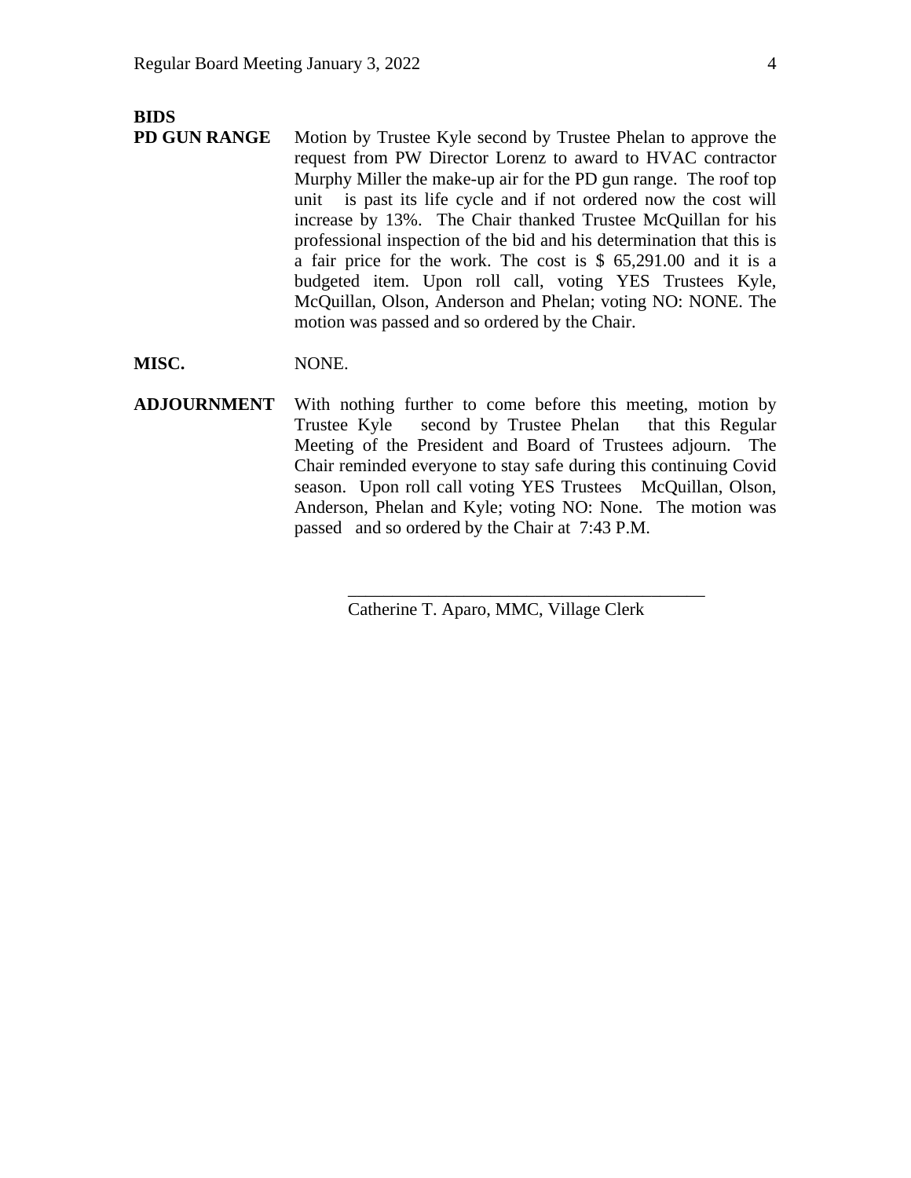**BIDS**

**PD GUN RANGE** Motion by Trustee Kyle second by Trustee Phelan to approve the request from PW Director Lorenz to award to HVAC contractor Murphy Miller the make-up air for the PD gun range. The roof top unit is past its life cycle and if not ordered now the cost will increase by 13%. The Chair thanked Trustee McQuillan for his professional inspection of the bid and his determination that this is a fair price for the work. The cost is $ 65,291.00 and it is a budgeted item. Upon roll call, voting YES Trustees Kyle, McQuillan, Olson, Anderson and Phelan; voting NO: NONE. The motion was passed and so ordered by the Chair.

**MISC.** NONE.

**ADJOURNMENT** With nothing further to come before this meeting, motion by Trustee Kyle second by Trustee Phelan that this Regular Meeting of the President and Board of Trustees adjourn. The Chair reminded everyone to stay safe during this continuing Covid season. Upon roll call voting YES Trustees McQuillan, Olson, Anderson, Phelan and Kyle; voting NO: None. The motion was passed and so ordered by the Chair at 7:43 P.M.

\_\_\_\_\_\_\_\_\_\_\_\_\_\_\_\_\_\_\_\_\_\_\_\_\_\_\_\_\_\_\_\_\_\_\_\_\_\_\_\_

Catherine T. Aparo, MMC, Village Clerk